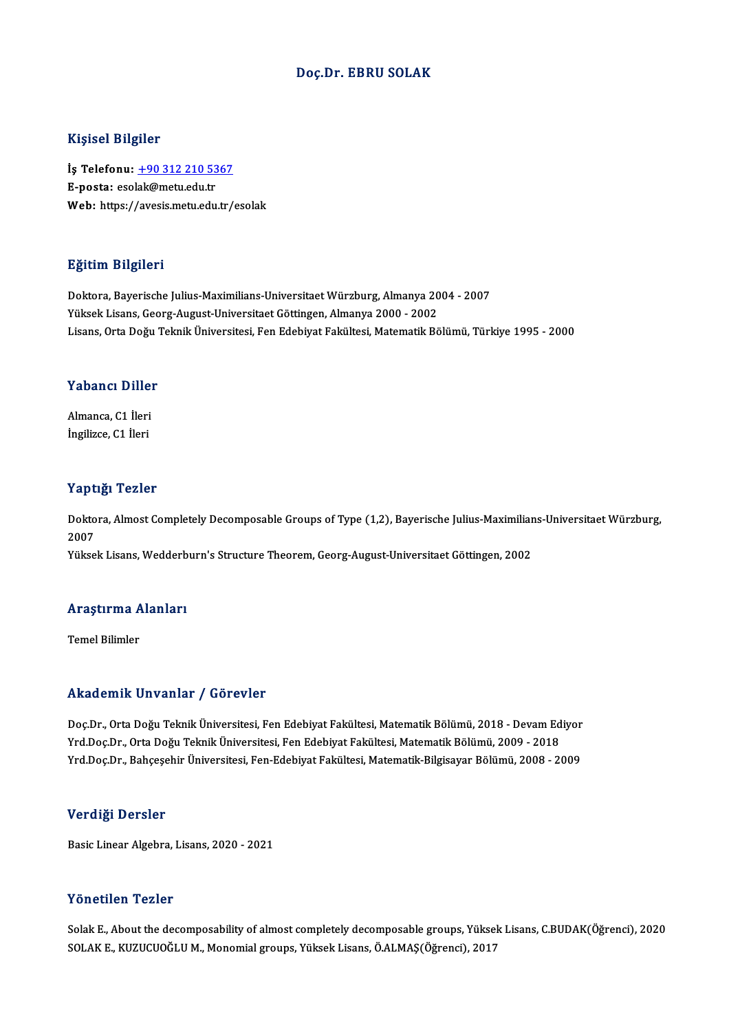# Doç.Dr. EBRU SOLAK

## Kişisel Bilgiler

**İş Telefonu:** +90 312 210 5367
**E-posta:** esolak@metu.edu.tr
**Web:** https://avesis.metu.edu.tr/esolak

## Eğitim Bilgileri

Doktora, Bayerische Julius-Maximilians-Universitaet Würzburg, Almanya 2004 - 2007
Yüksek Lisans, Georg-August-Universitaet Göttingen, Almanya 2000 - 2002
Lisans, Orta Doğu Teknik Üniversitesi, Fen Edebiyat Fakültesi, Matematik Bölümü, Türkiye 1995 - 2000

## Yabancı Diller

Almanca, C1 İleri
İngilizce, C1 İleri

## Yaptığı Tezler

Doktora, Almost Completely Decomposable Groups of Type (1,2), Bayerische Julius-Maximilians-Universitaet Würzburg, 2007
Yüksek Lisans, Wedderburn's Structure Theorem, Georg-August-Universitaet Göttingen, 2002

## Araştırma Alanları

Temel Bilimler

## Akademik Unvanlar / Görevler

Doç.Dr., Orta Doğu Teknik Üniversitesi, Fen Edebiyat Fakültesi, Matematik Bölümü, 2018 - Devam Ediyor
Yrd.Doç.Dr., Orta Doğu Teknik Üniversitesi, Fen Edebiyat Fakültesi, Matematik Bölümü, 2009 - 2018
Yrd.Doç.Dr., Bahçeşehir Üniversitesi, Fen-Edebiyat Fakültesi, Matematik-Bilgisayar Bölümü, 2008 - 2009

## Verdiği Dersler

Basic Linear Algebra, Lisans, 2020 - 2021

## Yönetilen Tezler

Solak E., About the decomposability of almost completely decomposable groups, Yüksek Lisans, C.BUDAK(Öğrenci), 2020
SOLAK E., KUZUCUOĞLU M., Monomial groups, Yüksek Lisans, Ö.ALMAŞ(Öğrenci), 2017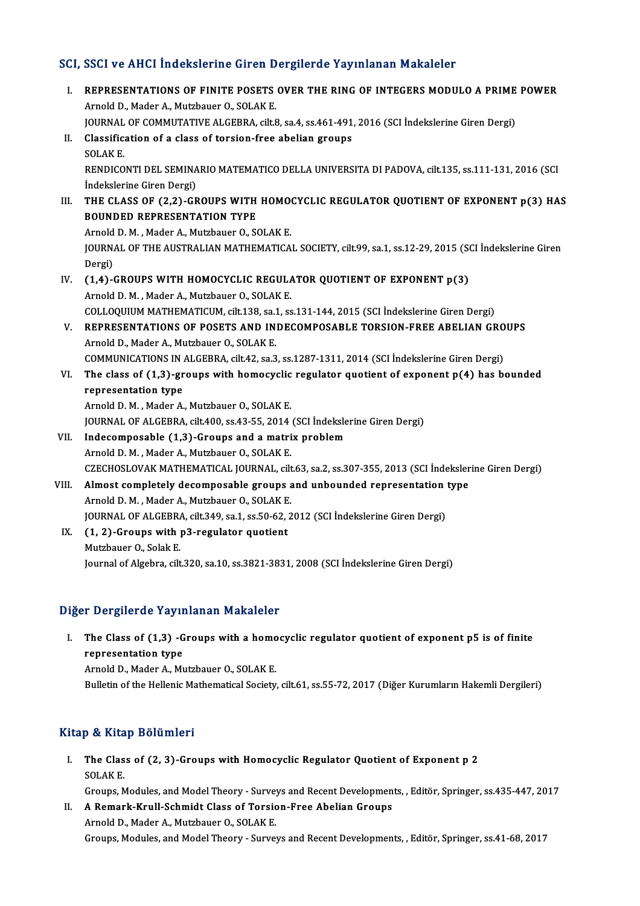## SCI, SSCI ve AHCI İndekslerine Giren Dergilerde Yayınlanan Makaleler

I. **REPRESENTATIONS OF FINITE POSETS OVER THE RING OF INTEGERS MODULO A PRIME POWER**
   Arnold D., Mader A., Mutzbauer O., SOLAK E.
   JOURNAL OF COMMUTATIVE ALGEBRA, cilt.8, sa.4, ss.461-491, 2016 (SCI İndekslerine Giren Dergi)

II. **Classification of a class of torsion-free abelian groups**
   SOLAK E.
   RENDICONTI DEL SEMINARIO MATEMATICO DELLA UNIVERSITA DI PADOVA, cilt.135, ss.111-131, 2016 (SCI İndekslerine Giren Dergi)

III. **THE CLASS OF (2,2)-GROUPS WITH HOMOCYCLIC REGULATOR QUOTIENT OF EXPONENT p(3) HAS BOUNDED REPRESENTATION TYPE**
   Arnold D. M. , Mader A., Mutzbauer O., SOLAK E.
   JOURNAL OF THE AUSTRALIAN MATHEMATICAL SOCIETY, cilt.99, sa.1, ss.12-29, 2015 (SCI İndekslerine Giren Dergi)

IV. **(1,4)-GROUPS WITH HOMOCYCLIC REGULATOR QUOTIENT OF EXPONENT p(3)**
   Arnold D. M. , Mader A., Mutzbauer O., SOLAK E.
   COLLOQUIUM MATHEMATICUM, cilt.138, sa.1, ss.131-144, 2015 (SCI İndekslerine Giren Dergi)

V. **REPRESENTATIONS OF POSETS AND INDECOMPOSABLE TORSION-FREE ABELIAN GROUPS**
   Arnold D., Mader A., Mutzbauer O., SOLAK E.
   COMMUNICATIONS IN ALGEBRA, cilt.42, sa.3, ss.1287-1311, 2014 (SCI İndekslerine Giren Dergi)

VI. **The class of (1,3)-groups with homocyclic regulator quotient of exponent p(4) has bounded representation type**
   Arnold D. M. , Mader A., Mutzbauer O., SOLAK E.
   JOURNAL OF ALGEBRA, cilt.400, ss.43-55, 2014 (SCI İndekslerine Giren Dergi)

VII. **Indecomposable (1,3)-Groups and a matrix problem**
   Arnold D. M. , Mader A., Mutzbauer O., SOLAK E.
   CZECHOSLOVAK MATHEMATICAL JOURNAL, cilt.63, sa.2, ss.307-355, 2013 (SCI İndekslerine Giren Dergi)

VIII. **Almost completely decomposable groups and unbounded representation type**
   Arnold D. M. , Mader A., Mutzbauer O., SOLAK E.
   JOURNAL OF ALGEBRA, cilt.349, sa.1, ss.50-62, 2012 (SCI İndekslerine Giren Dergi)

IX. **(1, 2)-Groups with p3-regulator quotient**
   Mutzbauer O., Solak E.
   Journal of Algebra, cilt.320, sa.10, ss.3821-3831, 2008 (SCI İndekslerine Giren Dergi)

## Diğer Dergilerde Yayınlanan Makaleler

I. **The Class of (1,3) -Groups with a homocyclic regulator quotient of exponent p5 is of finite representation type**
   Arnold D., Mader A., Mutzbauer O., SOLAK E.
   Bulletin of the Hellenic Mathematical Society, cilt.61, ss.55-72, 2017 (Diğer Kurumların Hakemli Dergileri)

## Kitap & Kitap Bölümleri

I. **The Class of (2, 3)-Groups with Homocyclic Regulator Quotient of Exponent p 2**
   SOLAK E.
   Groups, Modules, and Model Theory - Surveys and Recent Developments, , Editör, Springer, ss.435-447, 2017

II. **A Remark-Krull-Schmidt Class of Torsion-Free Abelian Groups**
   Arnold D., Mader A., Mutzbauer O., SOLAK E.
   Groups, Modules, and Model Theory - Surveys and Recent Developments, , Editör, Springer, ss.41-68, 2017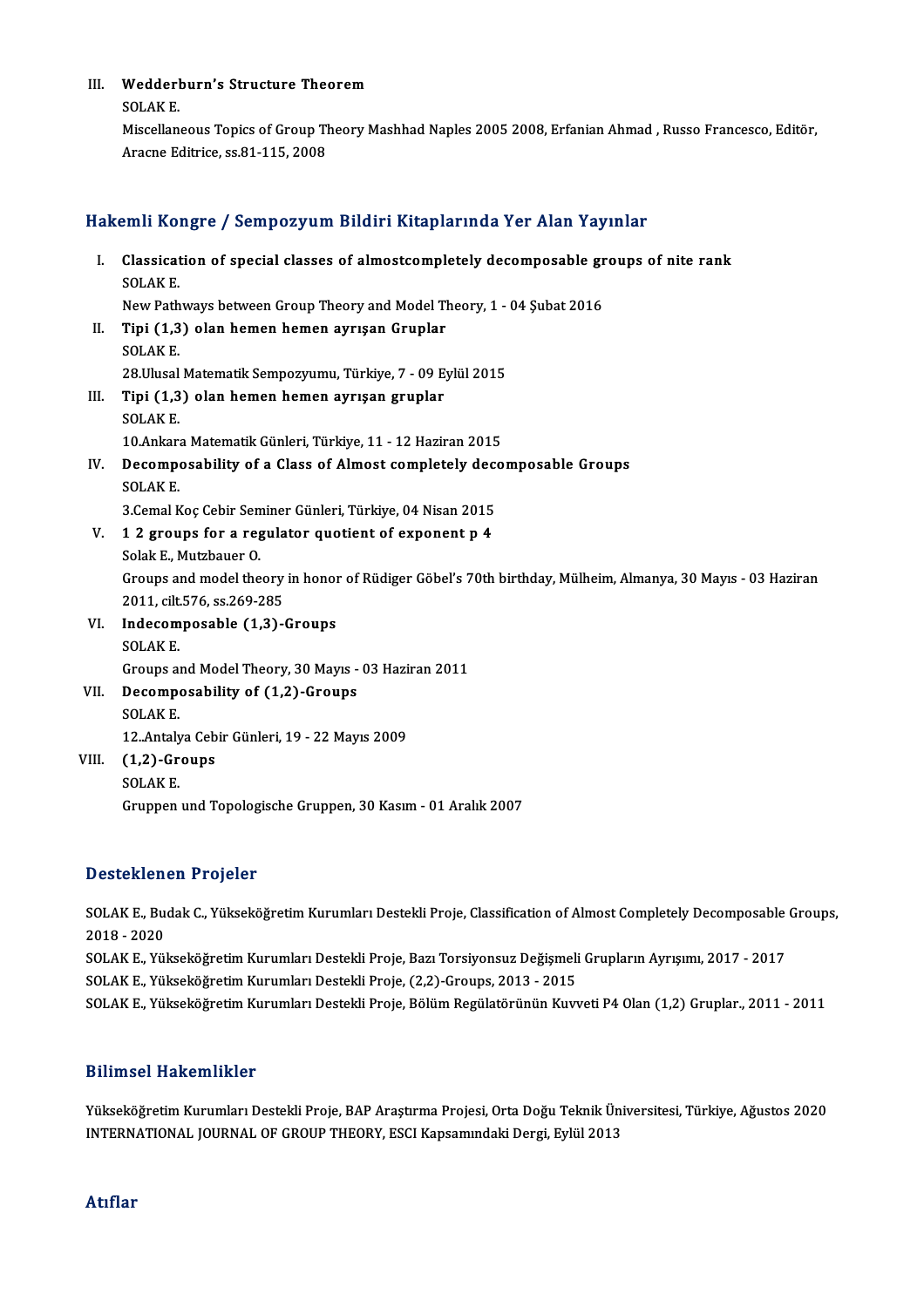III. **Wedderburn's Structure Theorem**
SOLAK E.
Miscellaneous Topics of Group Theory Mashhad Naples 2005 2008, Erfanian Ahmad , Russo Francesco, Editör, Aracne Editrice, ss.81-115, 2008

## Hakemli Kongre / Sempozyum Bildiri Kitaplarında Yer Alan Yayınlar

I. **Classication of special classes of almostcompletely decomposable groups of nite rank**
SOLAK E.
New Pathways between Group Theory and Model Theory, 1 - 04 Şubat 2016

II. **Tipi (1,3) olan hemen hemen ayrışan Gruplar**
SOLAK E.
28.Ulusal Matematik Sempozyumu, Türkiye, 7 - 09 Eylül 2015

III. **Tipi (1,3) olan hemen hemen ayrışan gruplar**
SOLAK E.
10.Ankara Matematik Günleri, Türkiye, 11 - 12 Haziran 2015

IV. **Decomposability of a Class of Almost completely decomposable Groups**
SOLAK E.
3.Cemal Koç Cebir Seminer Günleri, Türkiye, 04 Nisan 2015

V. **1 2 groups for a regulator quotient of exponent p 4**
Solak E., Mutzbauer O.
Groups and model theory in honor of Rüdiger Göbel's 70th birthday, Mülheim, Almanya, 30 Mayıs - 03 Haziran 2011, cilt.576, ss.269-285

VI. **Indecomposable (1,3)-Groups**
SOLAK E.
Groups and Model Theory, 30 Mayıs - 03 Haziran 2011

VII. **Decomposability of (1,2)-Groups**
SOLAK E.
12..Antalya Cebir Günleri, 19 - 22 Mayıs 2009

VIII. **(1,2)-Groups**
SOLAK E.
Gruppen und Topologische Gruppen, 30 Kasım - 01 Aralık 2007

## Desteklenen Projeler

SOLAK E., Budak C., Yükseköğretim Kurumları Destekli Proje, Classification of Almost Completely Decomposable Groups, 2018 - 2020

SOLAK E., Yükseköğretim Kurumları Destekli Proje, Bazı Torsiyonsuz Değişmeli Grupların Ayrışımı, 2017 - 2017

SOLAK E., Yükseköğretim Kurumları Destekli Proje, (2,2)-Groups, 2013 - 2015

SOLAK E., Yükseköğretim Kurumları Destekli Proje, Bölüm Regülatörünün Kuvveti P4 Olan (1,2) Gruplar., 2011 - 2011

## Bilimsel Hakemlikler

Yükseköğretim Kurumları Destekli Proje, BAP Araştırma Projesi, Orta Doğu Teknik Üniversitesi, Türkiye, Ağustos 2020

INTERNATIONAL JOURNAL OF GROUP THEORY, ESCI Kapsamındaki Dergi, Eylül 2013

## Atıflar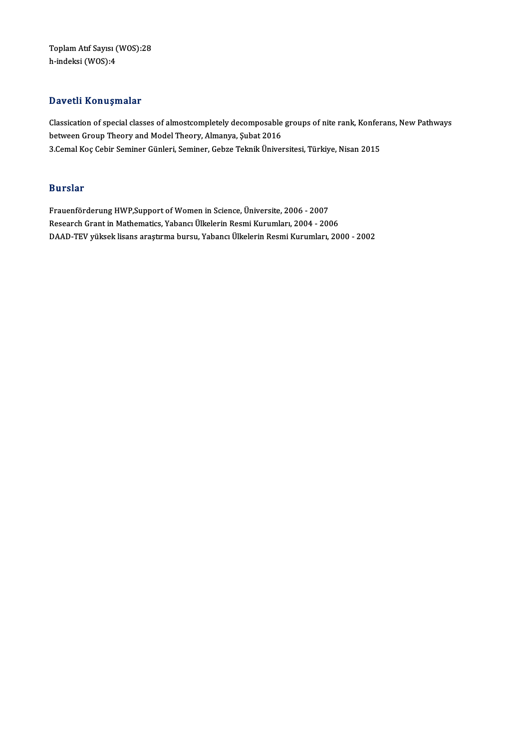Toplam Atıf Sayısı (WOS):28
h-indeksi (WOS):4

## Davetli Konuşmalar

Classication of special classes of almostcompletely decomposable groups of nite rank, Konferans, New Pathways between Group Theory and Model Theory, Almanya, Şubat 2016
3.Cemal Koç Cebir Seminer Günleri, Seminer, Gebze Teknik Üniversitesi, Türkiye, Nisan 2015

## Burslar

Frauenförderung HWP,Support of Women in Science, Üniversite, 2006 - 2007
Research Grant in Mathematics, Yabancı Ülkelerin Resmi Kurumları, 2004 - 2006
DAAD-TEV yüksek lisans araştırma bursu, Yabancı Ülkelerin Resmi Kurumları, 2000 - 2002